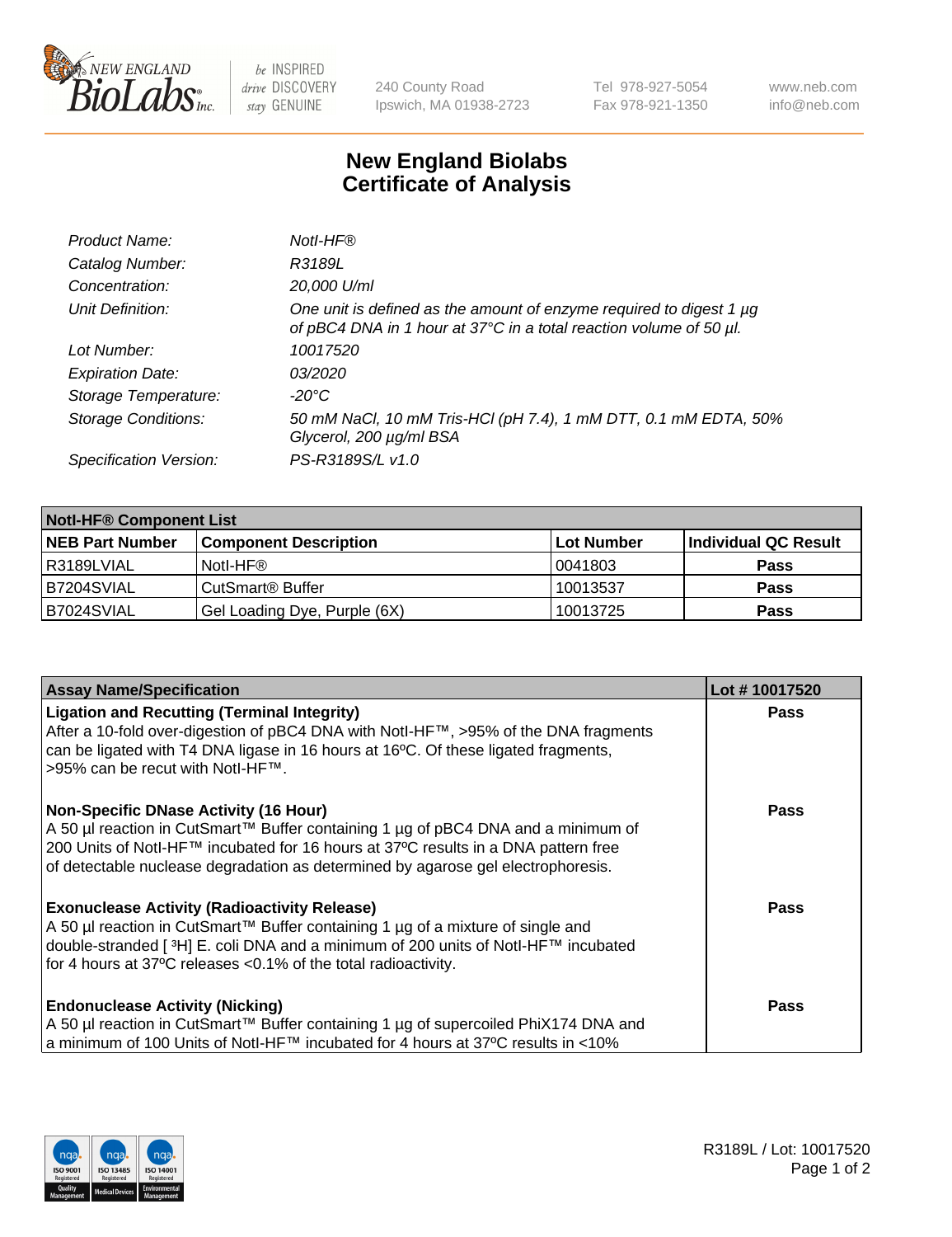# New England Biolabs Certificate of Analysis

| | |
|---|---|
| *Product Name:* | *NotI-HF®* |
| *Catalog Number:* | *R3189L* |
| *Concentration:* | *20,000 U/ml* |
| *Unit Definition:* | *One unit is defined as the amount of enzyme required to digest 1 µg of pBC4 DNA in 1 hour at 37°C in a total reaction volume of 50 µl.* |
| *Lot Number:* | *10017520* |
| *Expiration Date:* | *03/2020* |
| *Storage Temperature:* | *-20°C* |
| *Storage Conditions:* | *50 mM NaCl, 10 mM Tris-HCl (pH 7.4), 1 mM DTT, 0.1 mM EDTA, 50% Glycerol, 200 µg/ml BSA* |
| *Specification Version:* | *PS-R3189S/L v1.0* |

| **NotI-HF® Component List** | | | |
|---|---|---|---|
| **NEB Part Number** | **Component Description** | **Lot Number** | **Individual QC Result** |
| R3189LVIAL | NotI-HF® | 0041803 | **Pass** |
| B7204SVIAL | CutSmart® Buffer | 10013537 | **Pass** |
| B7024SVIAL | Gel Loading Dye, Purple (6X) | 10013725 | **Pass** |

| **Assay Name/Specification** | **Lot # 10017520** |
|---|---|
| **Ligation and Recutting (Terminal Integrity)** After a 10-fold over-digestion of pBC4 DNA with NotI-HF™, >95% of the DNA fragments can be ligated with T4 DNA ligase in 16 hours at 16ºC. Of these ligated fragments, >95% can be recut with NotI-HF™. | **Pass** |
| **Non-Specific DNase Activity (16 Hour)** A 50 µl reaction in CutSmart™ Buffer containing 1 µg of pBC4 DNA and a minimum of 200 Units of NotI-HF™ incubated for 16 hours at 37ºC results in a DNA pattern free of detectable nuclease degradation as determined by agarose gel electrophoresis. | **Pass** |
| **Exonuclease Activity (Radioactivity Release)** A 50 µl reaction in CutSmart™ Buffer containing 1 µg of a mixture of single and double-stranded [ $^3$H] E. coli DNA and a minimum of 200 units of NotI-HF™ incubated for 4 hours at 37ºC releases <0.1% of the total radioactivity. | **Pass** |
| **Endonuclease Activity (Nicking)** A 50 µl reaction in CutSmart™ Buffer containing 1 µg of supercoiled PhiX174 DNA and a minimum of 100 Units of NotI-HF™ incubated for 4 hours at 37ºC results in <10% | **Pass** |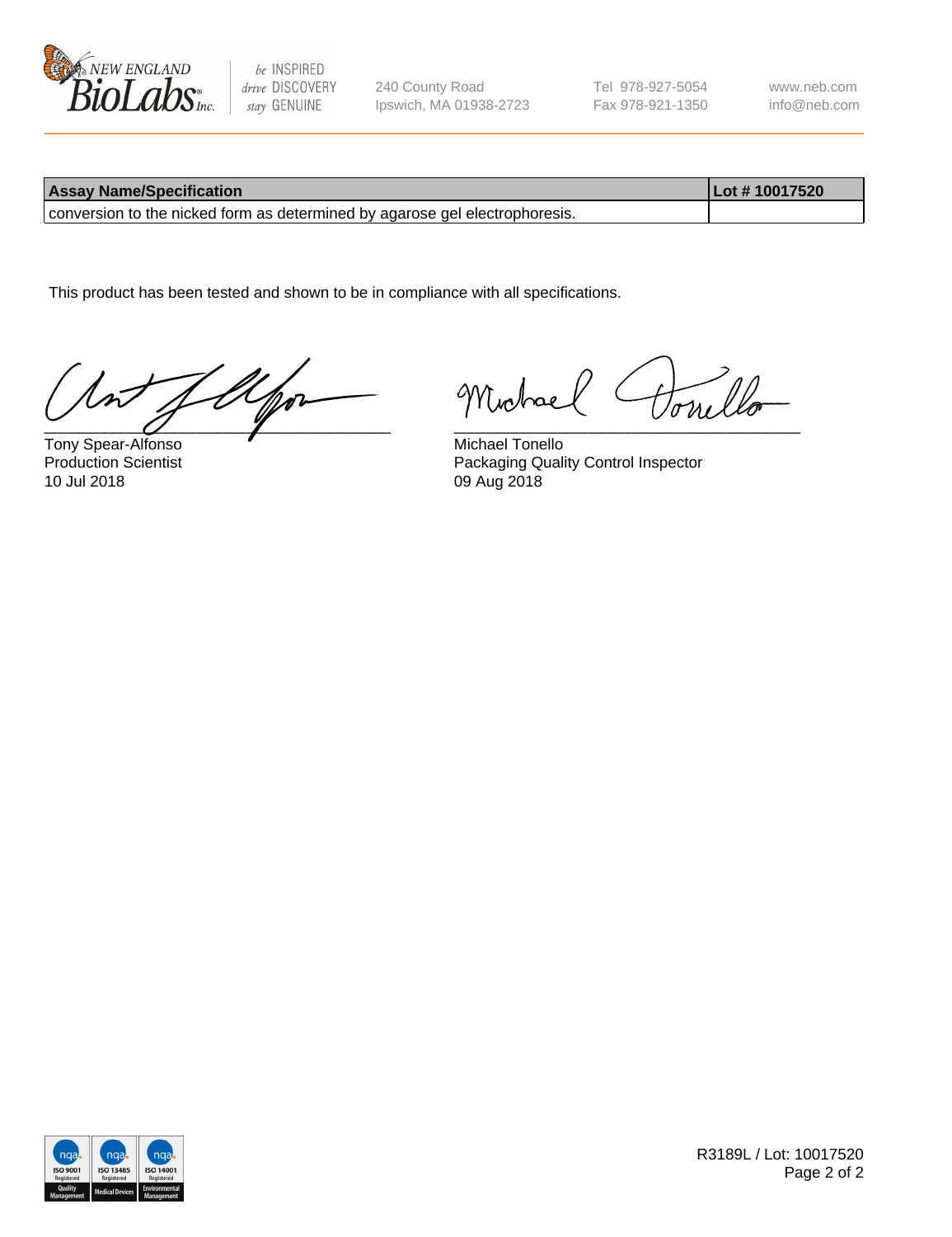| Assay Name/Specification | Lot # 10017520 |
| --- | --- |
| conversion to the nicked form as determined by agarose gel electrophoresis. | |

This product has been tested and shown to be in compliance with all specifications.

Tony Spear-Alfonso
Production Scientist
10 Jul 2018

Michael Tonello
Packaging Quality Control Inspector
09 Aug 2018

R3189L / Lot: 10017520